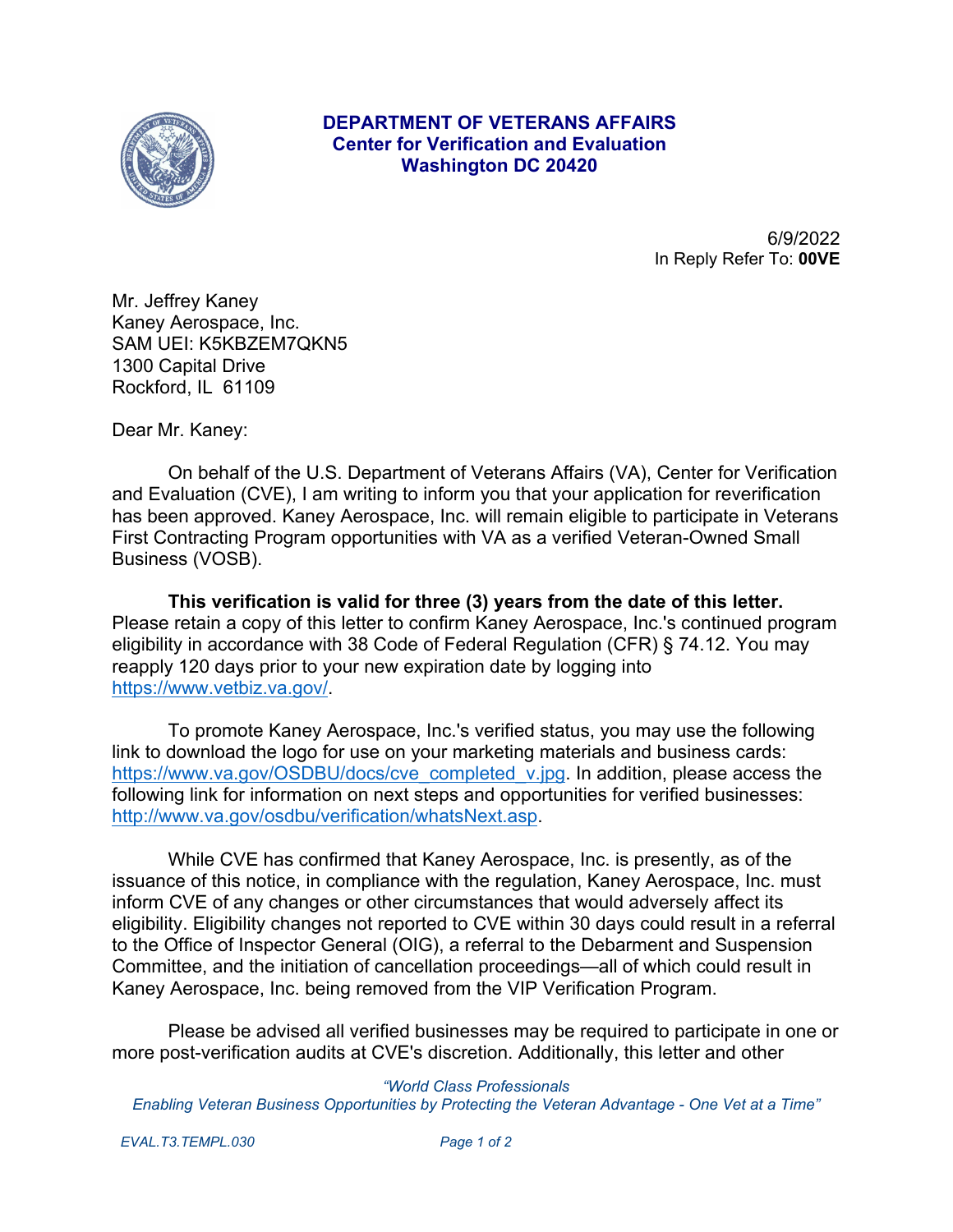**DEPARTMENT OF VETERANS AFFAIRS**
**Center for Verification and Evaluation**
**Washington DC 20420**

6/9/2022
In Reply Refer To: **00VE**

Mr. Jeffrey Kaney
Kaney Aerospace, Inc.
SAM UEI: K5KBZEM7QKN5
1300 Capital Drive
Rockford, IL 61109

Dear Mr. Kaney:

On behalf of the U.S. Department of Veterans Affairs (VA), Center for Verification and Evaluation (CVE), I am writing to inform you that your application for reverification has been approved. Kaney Aerospace, Inc. will remain eligible to participate in Veterans First Contracting Program opportunities with VA as a verified Veteran-Owned Small Business (VOSB).

**This verification is valid for three (3) years from the date of this letter.** Please retain a copy of this letter to confirm Kaney Aerospace, Inc.'s continued program eligibility in accordance with 38 Code of Federal Regulation (CFR) § 74.12. You may reapply 120 days prior to your new expiration date by logging into https://www.vetbiz.va.gov/.

To promote Kaney Aerospace, Inc.'s verified status, you may use the following link to download the logo for use on your marketing materials and business cards: https://www.va.gov/OSDBU/docs/cve_completed_v.jpg. In addition, please access the following link for information on next steps and opportunities for verified businesses: http://www.va.gov/osdbu/verification/whatsNext.asp.

While CVE has confirmed that Kaney Aerospace, Inc. is presently, as of the issuance of this notice, in compliance with the regulation, Kaney Aerospace, Inc. must inform CVE of any changes or other circumstances that would adversely affect its eligibility. Eligibility changes not reported to CVE within 30 days could result in a referral to the Office of Inspector General (OIG), a referral to the Debarment and Suspension Committee, and the initiation of cancellation proceedings—all of which could result in Kaney Aerospace, Inc. being removed from the VIP Verification Program.

Please be advised all verified businesses may be required to participate in one or more post-verification audits at CVE's discretion. Additionally, this letter and other

*"World Class Professionals*
*Enabling Veteran Business Opportunities by Protecting the Veteran Advantage - One Vet at a Time"*

*EVAL.T3.TEMPL.030*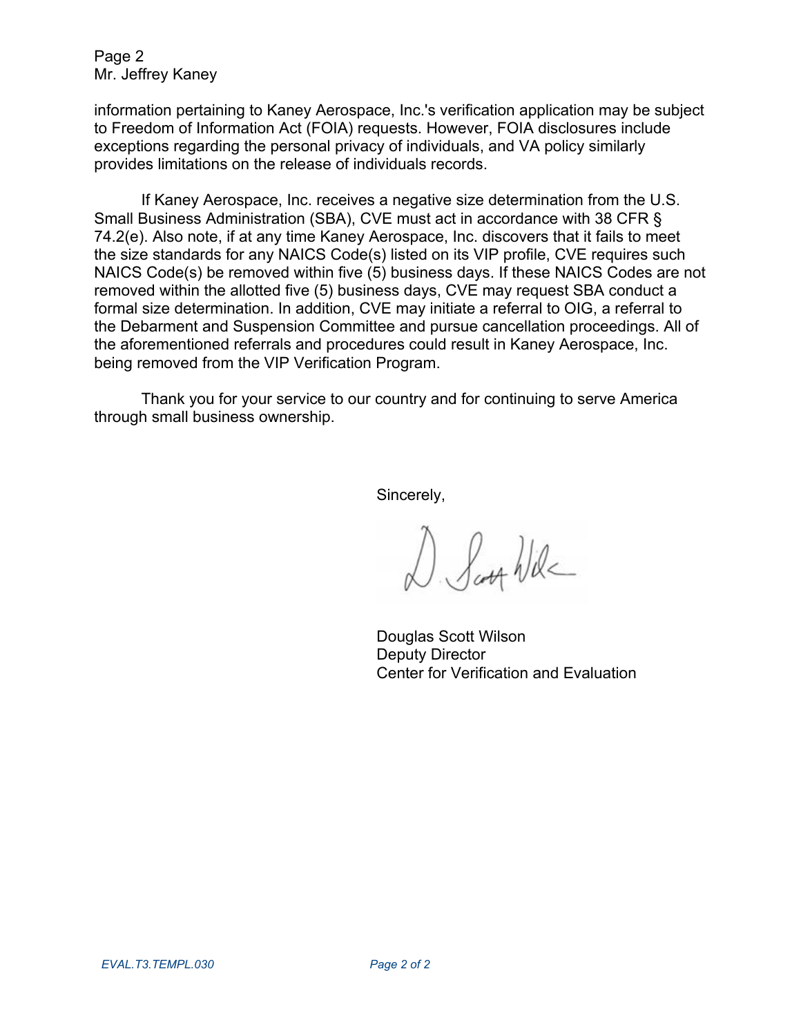information pertaining to Kaney Aerospace, Inc.'s verification application may be subject to Freedom of Information Act (FOIA) requests. However, FOIA disclosures include exceptions regarding the personal privacy of individuals, and VA policy similarly provides limitations on the release of individuals records.

If Kaney Aerospace, Inc. receives a negative size determination from the U.S. Small Business Administration (SBA), CVE must act in accordance with 38 CFR § 74.2(e). Also note, if at any time Kaney Aerospace, Inc. discovers that it fails to meet the size standards for any NAICS Code(s) listed on its VIP profile, CVE requires such NAICS Code(s) be removed within five (5) business days. If these NAICS Codes are not removed within the allotted five (5) business days, CVE may request SBA conduct a formal size determination. In addition, CVE may initiate a referral to OIG, a referral to the Debarment and Suspension Committee and pursue cancellation proceedings. All of the aforementioned referrals and procedures could result in Kaney Aerospace, Inc. being removed from the VIP Verification Program.

Thank you for your service to our country and for continuing to serve America through small business ownership.

Sincerely,

Douglas Scott Wilson
Deputy Director
Center for Verification and Evaluation

EVAL.T3.TEMPL.030